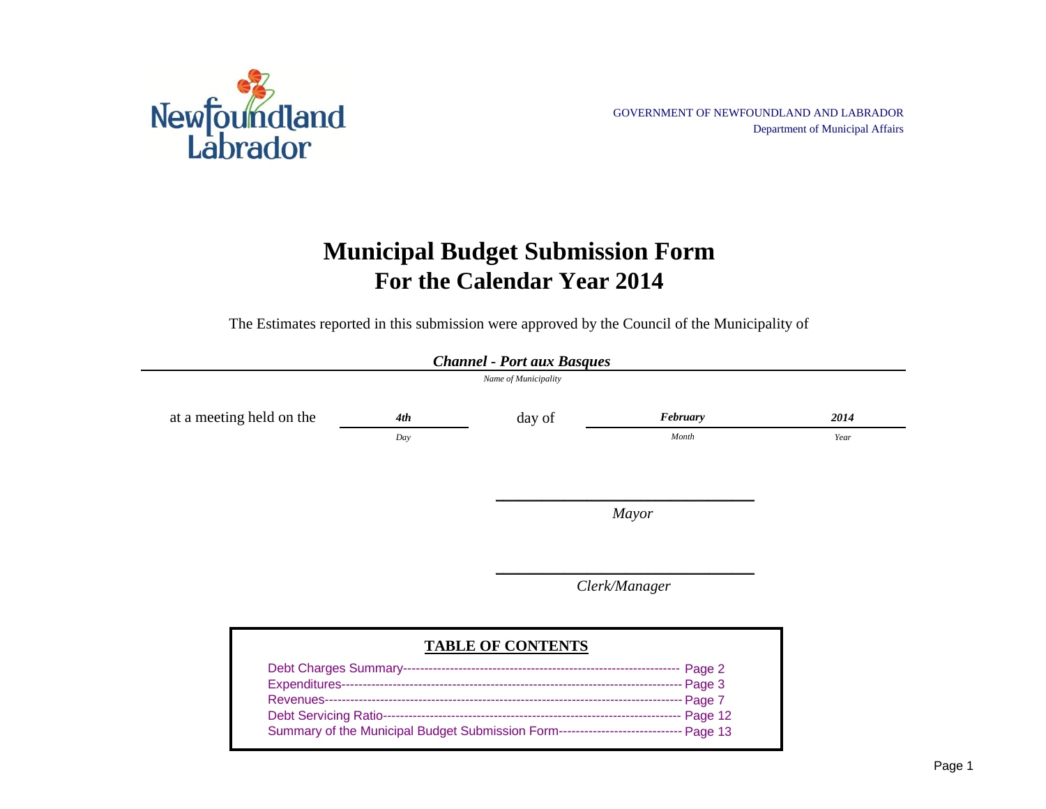Newfoundland Labrador

GOVERNMENT OF NEWFOUNDLAND AND LABRADOR
Department of Municipal Affairs

# Municipal Budget Submission Form
# For the Calendar Year 2014

The Estimates reported in this submission were approved by the Council of the Municipality of

***Channel - Port aux Basques***
*Name of Municipality*

at a meeting held on the ***4th*** (*Day*) day of ***February*** (*Month*) ***2014*** (*Year*)

_______________________________
*Mayor*

_______________________________
*Clerk/Manager*

## TABLE OF CONTENTS

Debt Charges Summary---------------------------------------------------------------- Page 2
Expenditures------------------------------------------------------------------------ Page 3
Revenues---------------------------------------------------------------------------- Page 7
Debt Servicing Ratio---------------------------------------------------------------- Page 12
Summary of the Municipal Budget Submission Form----------------------------- Page 13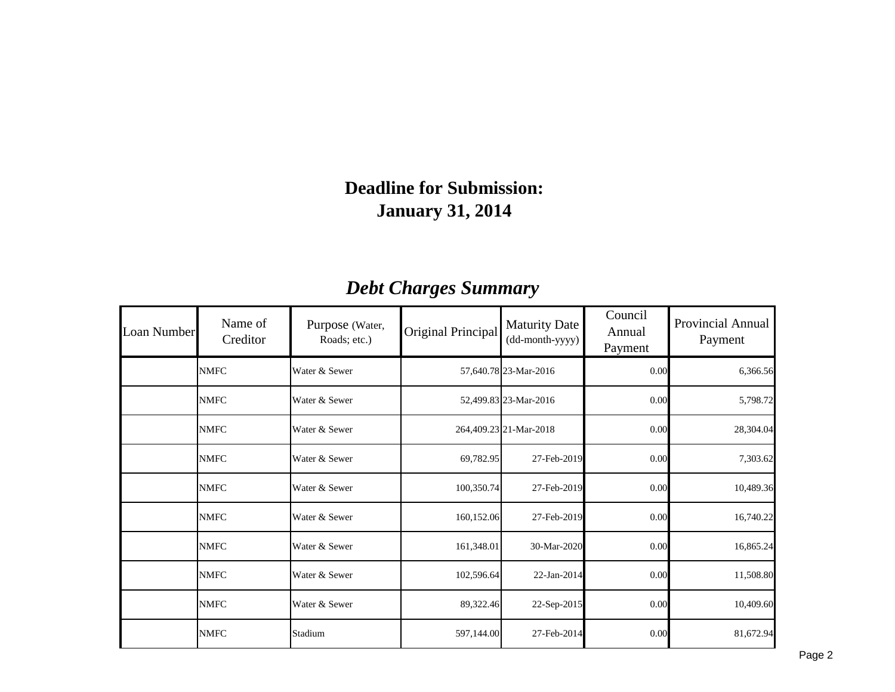**Deadline for Submission:**
**January 31, 2014**

## *Debt Charges Summary*

| Loan Number | Name of Creditor | Purpose (Water, Roads; etc.) | Original Principal | Maturity Date (dd-month-yyyy) | Council Annual Payment | Provincial Annual Payment |
|---|---|---|---|---|---|---|
| | NMFC | Water & Sewer | 57,640.78 | 23-Mar-2016 | 0.00 | 6,366.56 |
| | NMFC | Water & Sewer | 52,499.83 | 23-Mar-2016 | 0.00 | 5,798.72 |
| | NMFC | Water & Sewer | 264,409.23 | 21-Mar-2018 | 0.00 | 28,304.04 |
| | NMFC | Water & Sewer | 69,782.95 | 27-Feb-2019 | 0.00 | 7,303.62 |
| | NMFC | Water & Sewer | 100,350.74 | 27-Feb-2019 | 0.00 | 10,489.36 |
| | NMFC | Water & Sewer | 160,152.06 | 27-Feb-2019 | 0.00 | 16,740.22 |
| | NMFC | Water & Sewer | 161,348.01 | 30-Mar-2020 | 0.00 | 16,865.24 |
| | NMFC | Water & Sewer | 102,596.64 | 22-Jan-2014 | 0.00 | 11,508.80 |
| | NMFC | Water & Sewer | 89,322.46 | 22-Sep-2015 | 0.00 | 10,409.60 |
| | NMFC | Stadium | 597,144.00 | 27-Feb-2014 | 0.00 | 81,672.94 |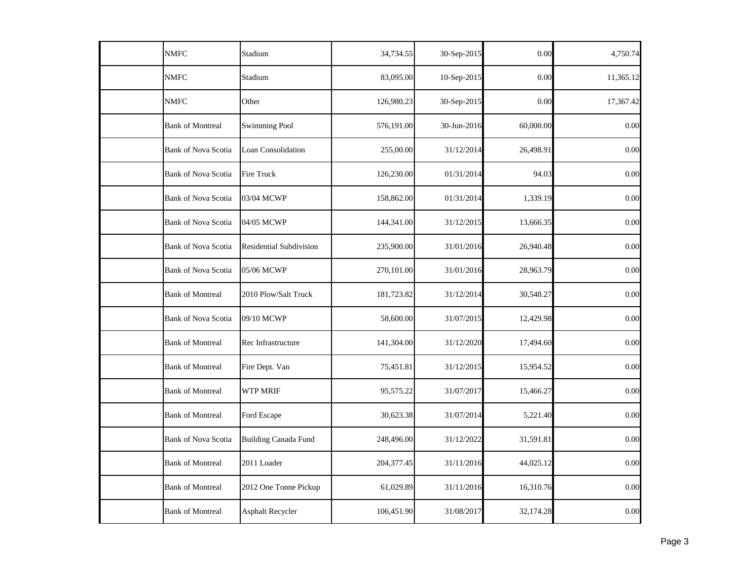| | | | | | | |
|---|---|---|---|---|---|---|
| | NMFC | Stadium | 34,734.55 | 30-Sep-2015 | 0.00 | 4,750.74 |
| | NMFC | Stadium | 83,095.00 | 10-Sep-2015 | 0.00 | 11,365.12 |
| | NMFC | Other | 126,980.23 | 30-Sep-2015 | 0.00 | 17,367.42 |
| | Bank of Montreal | Swimming Pool | 576,191.00 | 30-Jun-2016 | 60,000.00 | 0.00 |
| | Bank of Nova Scotia | Loan Consolidation | 255,00.00 | 31/12/2014 | 26,498.91 | 0.00 |
| | Bank of Nova Scotia | Fire Truck | 126,230.00 | 01/31/2014 | 94.03 | 0.00 |
| | Bank of Nova Scotia | 03/04 MCWP | 158,862.00 | 01/31/2014 | 1,339.19 | 0.00 |
| | Bank of Nova Scotia | 04/05 MCWP | 144,341.00 | 31/12/2015 | 13,666.35 | 0.00 |
| | Bank of Nova Scotia | Residential Subdivision | 235,900.00 | 31/01/2016 | 26,940.48 | 0.00 |
| | Bank of Nova Scotia | 05/06 MCWP | 270,101.00 | 31/01/2016 | 28,963.79 | 0.00 |
| | Bank of Montreal | 2010 Plow/Salt Truck | 181,723.82 | 31/12/2014 | 30,548.27 | 0.00 |
| | Bank of Nova Scotia | 09/10 MCWP | 58,600.00 | 31/07/2015 | 12,429.98 | 0.00 |
| | Bank of Montreal | Rec Infrastructure | 141,304.00 | 31/12/2020 | 17,494.60 | 0.00 |
| | Bank of Montreal | Fire Dept. Van | 75,451.81 | 31/12/2015 | 15,954.52 | 0.00 |
| | Bank of Montreal | WTP MRIF | 95,575.22 | 31/07/2017 | 15,466.27 | 0.00 |
| | Bank of Montreal | Ford Escape | 30,623.38 | 31/07/2014 | 5,221.40 | 0.00 |
| | Bank of Nova Scotia | Building Canada Fund | 248,496.00 | 31/12/2022 | 31,591.81 | 0.00 |
| | Bank of Montreal | 2011 Loader | 204,377.45 | 31/11/2016 | 44,025.12 | 0.00 |
| | Bank of Montreal | 2012 One Tonne Pickup | 61,029.89 | 31/11/2016 | 16,310.76 | 0.00 |
| | Bank of Montreal | Asphalt Recycler | 106,451.90 | 31/08/2017 | 32,174.28 | 0.00 |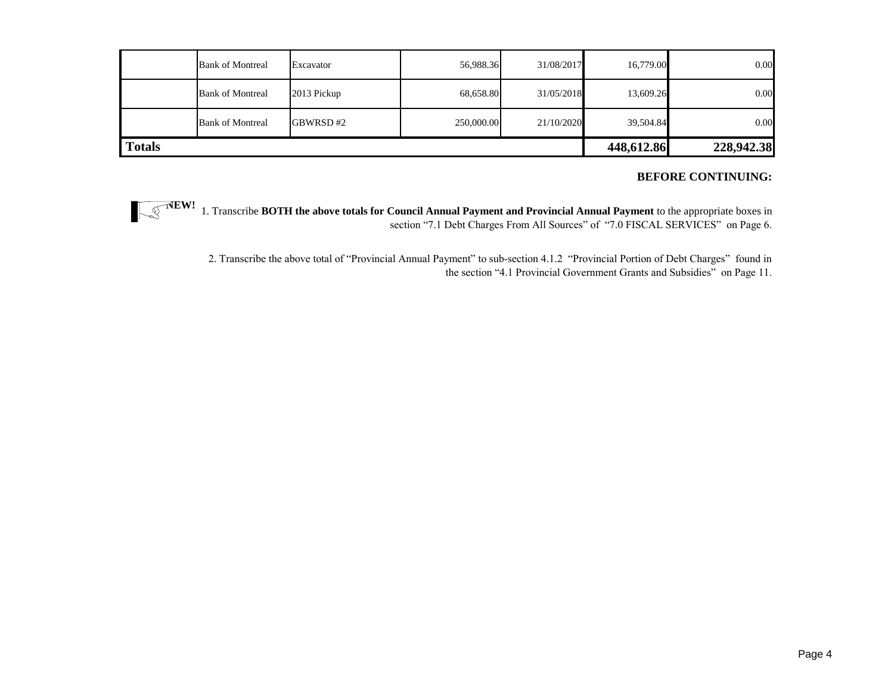| | | | | | | |
|---|---|---|---|---|---|---|
| | Bank of Montreal | Excavator | 56,988.36 | 31/08/2017 | 16,779.00 | 0.00 |
| | Bank of Montreal | 2013 Pickup | 68,658.80 | 31/05/2018 | 13,609.26 | 0.00 |
| | Bank of Montreal | GBWRSD #2 | 250,000.00 | 21/10/2020 | 39,504.84 | 0.00 |
| **Totals** | | | | | **448,612.86** | **228,942.38** |

**BEFORE CONTINUING:**

**NEW!** 1. Transcribe **BOTH the above totals for Council Annual Payment and Provincial Annual Payment** to the appropriate boxes in section "7.1 Debt Charges From All Sources" of "7.0 FISCAL SERVICES" on Page 6.

2. Transcribe the above total of "Provincial Annual Payment" to sub-section 4.1.2 "Provincial Portion of Debt Charges" found in the section "4.1 Provincial Government Grants and Subsidies" on Page 11.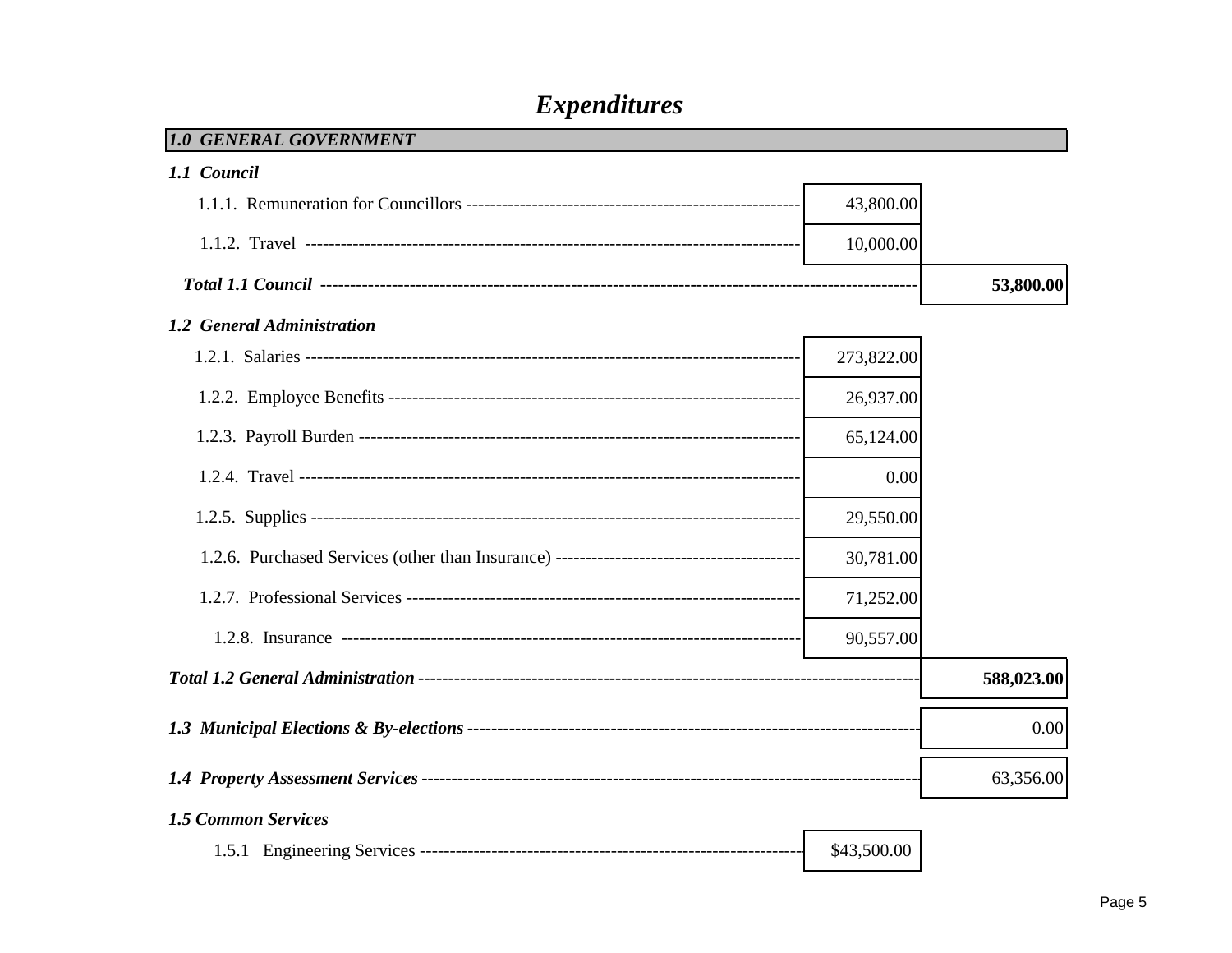# *Expenditures*

| | | |
|---|---|---|
| ***1.0 GENERAL GOVERNMENT*** | | |
| ***1.1 Council*** | | |
| 1.1.1. Remuneration for Councillors | 43,800.00 | |
| 1.1.2. Travel | 10,000.00 | |
| ***Total 1.1 Council*** | | **53,800.00** |
| ***1.2 General Administration*** | | |
| 1.2.1. Salaries | 273,822.00 | |
| 1.2.2. Employee Benefits | 26,937.00 | |
| 1.2.3. Payroll Burden | 65,124.00 | |
| 1.2.4. Travel | 0.00 | |
| 1.2.5. Supplies | 29,550.00 | |
| 1.2.6. Purchased Services (other than Insurance) | 30,781.00 | |
| 1.2.7. Professional Services | 71,252.00 | |
| 1.2.8. Insurance | 90,557.00 | |
| ***Total 1.2 General Administration*** | | **588,023.00** |
| ***1.3 Municipal Elections & By-elections*** | | 0.00 |
| ***1.4 Property Assessment Services*** | | 63,356.00 |
| ***1.5 Common Services*** | | |
| 1.5.1 Engineering Services | $43,500.00 | |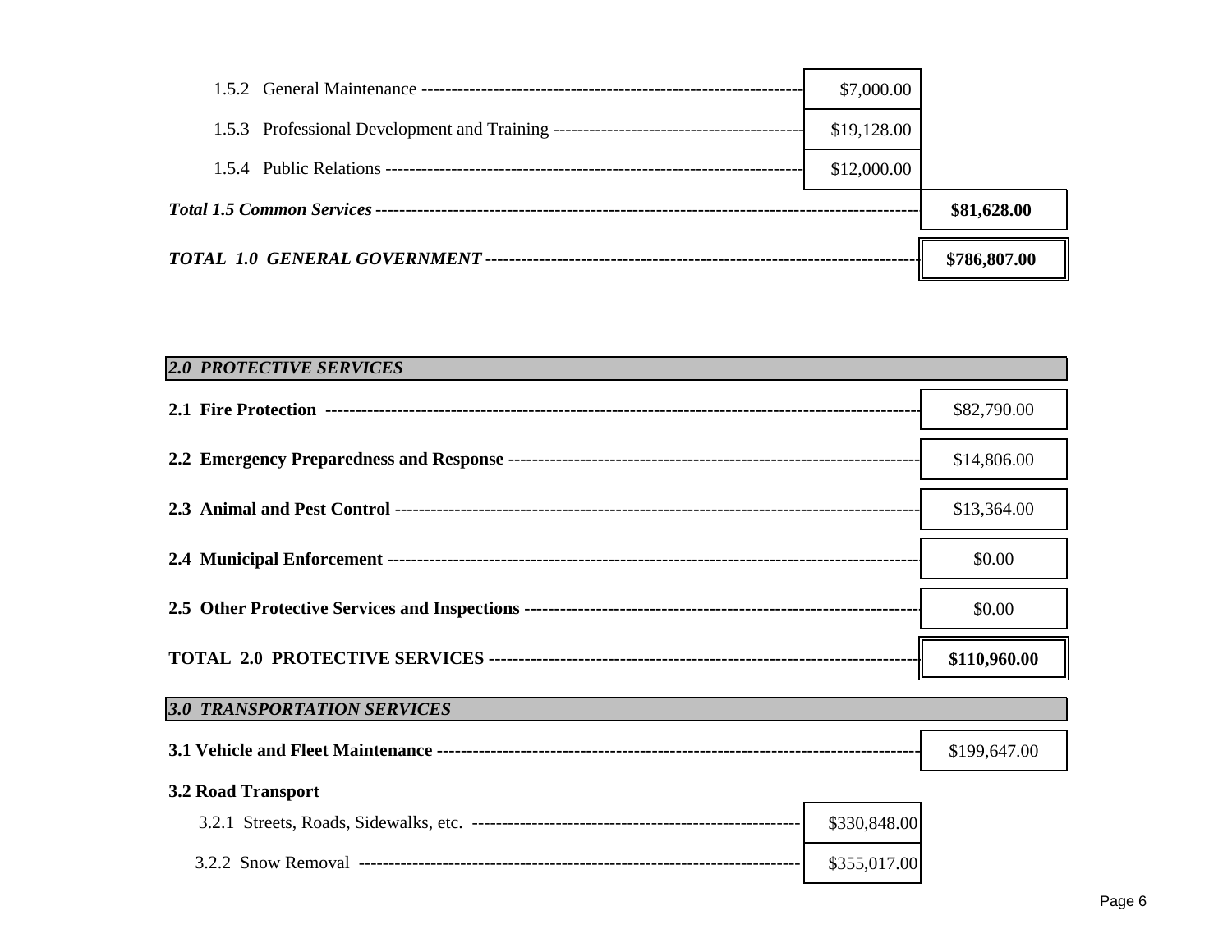| Item | Sub-amount | Total |
|---|---|---|
| 1.5.2 General Maintenance | $7,000.00 | |
| 1.5.3 Professional Development and Training | $19,128.00 | |
| 1.5.4 Public Relations | $12,000.00 | |
| ***Total 1.5 Common Services*** | | **$81,628.00** |
| ***TOTAL 1.0 GENERAL GOVERNMENT*** | | **$786,807.00** |

***2.0 PROTECTIVE SERVICES***

| Item | Sub-amount | Total |
|---|---|---|
| **2.1 Fire Protection** | | $82,790.00 |
| **2.2 Emergency Preparedness and Response** | | $14,806.00 |
| **2.3 Animal and Pest Control** | | $13,364.00 |
| **2.4 Municipal Enforcement** | | $0.00 |
| **2.5 Other Protective Services and Inspections** | | $0.00 |
| **TOTAL 2.0 PROTECTIVE SERVICES** | | **$110,960.00** |

***3.0 TRANSPORTATION SERVICES***

| Item | Sub-amount | Total |
|---|---|---|
| **3.1 Vehicle and Fleet Maintenance** | | $199,647.00 |
| **3.2 Road Transport** | | |
| 3.2.1 Streets, Roads, Sidewalks, etc. | $330,848.00 | |
| 3.2.2 Snow Removal | $355,017.00 | |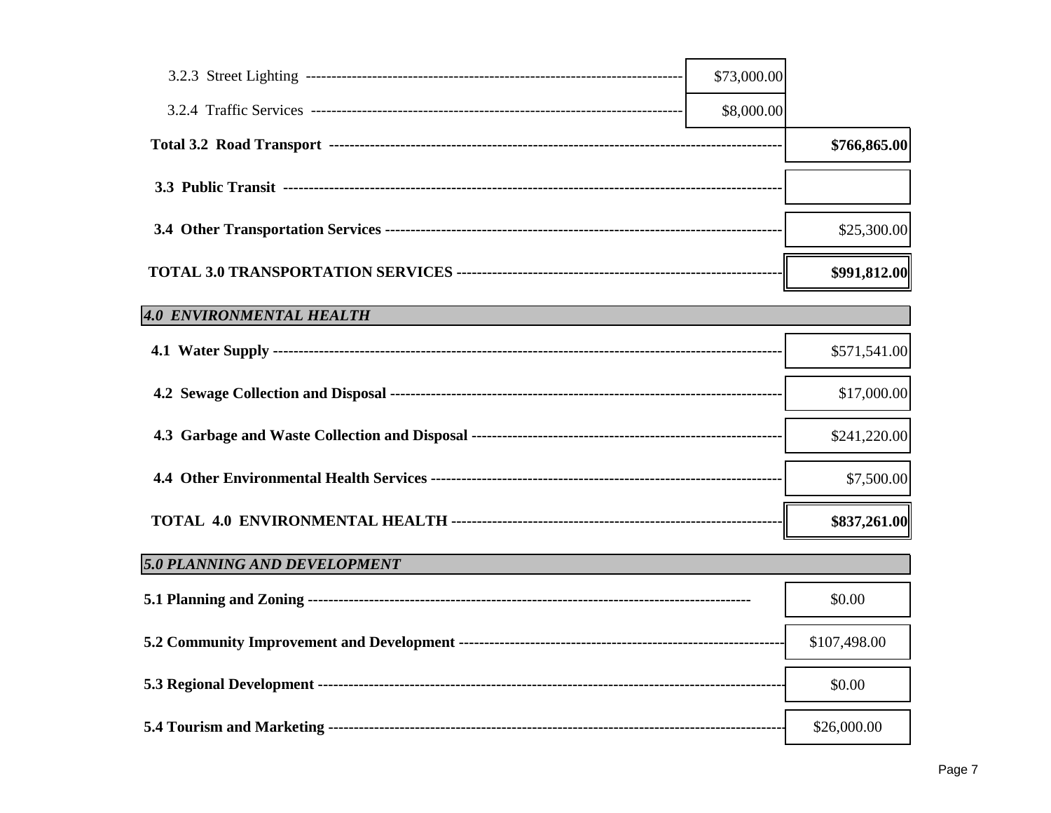| | | |
|---|---|---|
| 3.2.3 Street Lighting | $73,000.00 | |
| 3.2.4 Traffic Services | $8,000.00 | |
| **Total 3.2 Road Transport** | | **$766,865.00** |
| **3.3 Public Transit** | | |
| **3.4 Other Transportation Services** | | $25,300.00 |
| **TOTAL 3.0 TRANSPORTATION SERVICES** | | **$991,812.00** |

### *4.0 ENVIRONMENTAL HEALTH*

| | |
|---|---|
| **4.1 Water Supply** | $571,541.00 |
| **4.2 Sewage Collection and Disposal** | $17,000.00 |
| **4.3 Garbage and Waste Collection and Disposal** | $241,220.00 |
| **4.4 Other Environmental Health Services** | $7,500.00 |
| **TOTAL 4.0 ENVIRONMENTAL HEALTH** | **$837,261.00** |

### *5.0 PLANNING AND DEVELOPMENT*

| | |
|---|---|
| **5.1 Planning and Zoning** | $0.00 |
| **5.2 Community Improvement and Development** | $107,498.00 |
| **5.3 Regional Development** | $0.00 |
| **5.4 Tourism and Marketing** | $26,000.00 |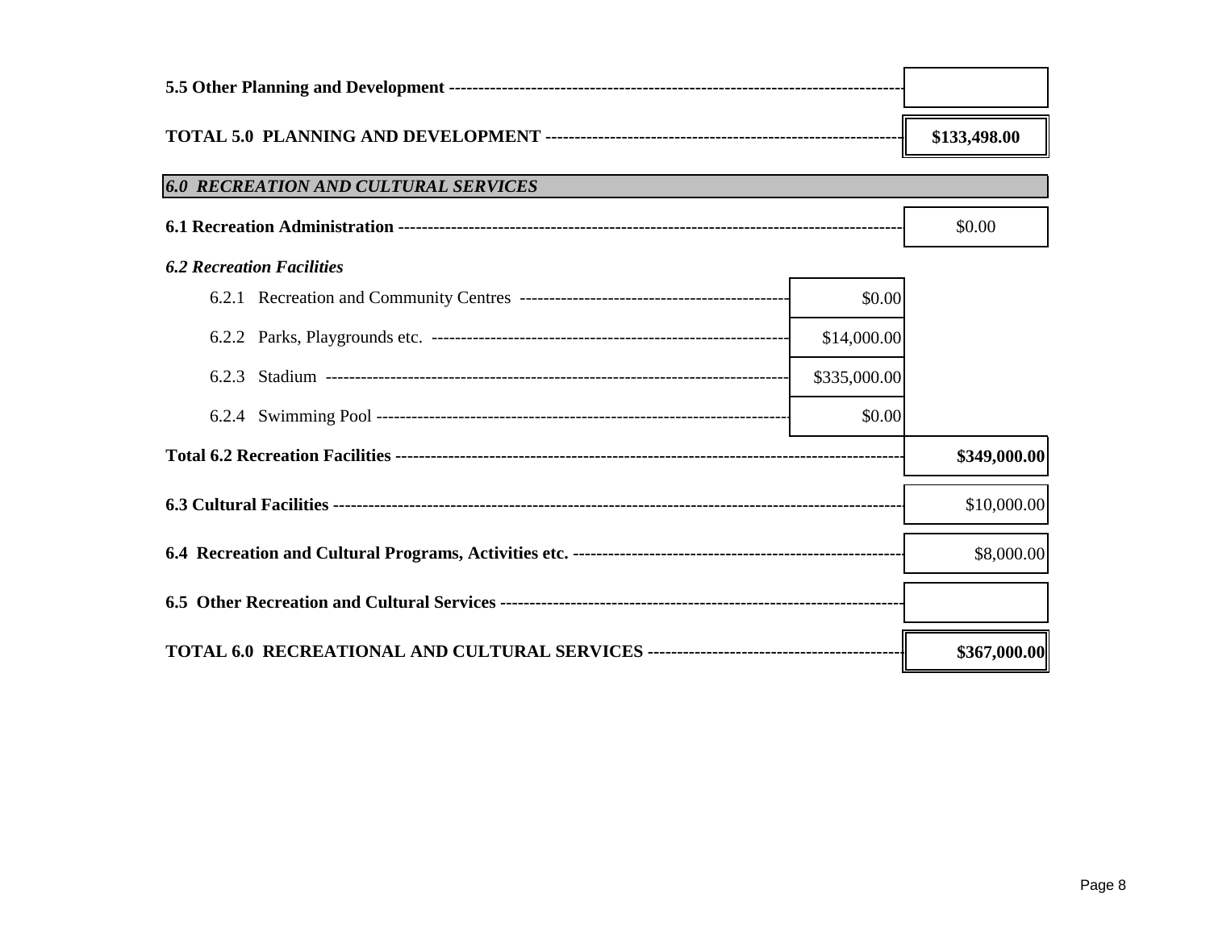| | | |
|---|---|---|
| **5.5 Other Planning and Development** | | |
| **TOTAL 5.0 PLANNING AND DEVELOPMENT** | | **$133,498.00** |
| ***6.0 RECREATION AND CULTURAL SERVICES*** | | |
| **6.1 Recreation Administration** | | $0.00 |
| ***6.2 Recreation Facilities*** | | |
| 6.2.1 Recreation and Community Centres | $0.00 | |
| 6.2.2 Parks, Playgrounds etc. | $14,000.00 | |
| 6.2.3 Stadium | $335,000.00 | |
| 6.2.4 Swimming Pool | $0.00 | |
| **Total 6.2 Recreation Facilities** | | **$349,000.00** |
| **6.3 Cultural Facilities** | | $10,000.00 |
| **6.4 Recreation and Cultural Programs, Activities etc.** | | $8,000.00 |
| **6.5 Other Recreation and Cultural Services** | | |
| **TOTAL 6.0 RECREATIONAL AND CULTURAL SERVICES** | | **$367,000.00** |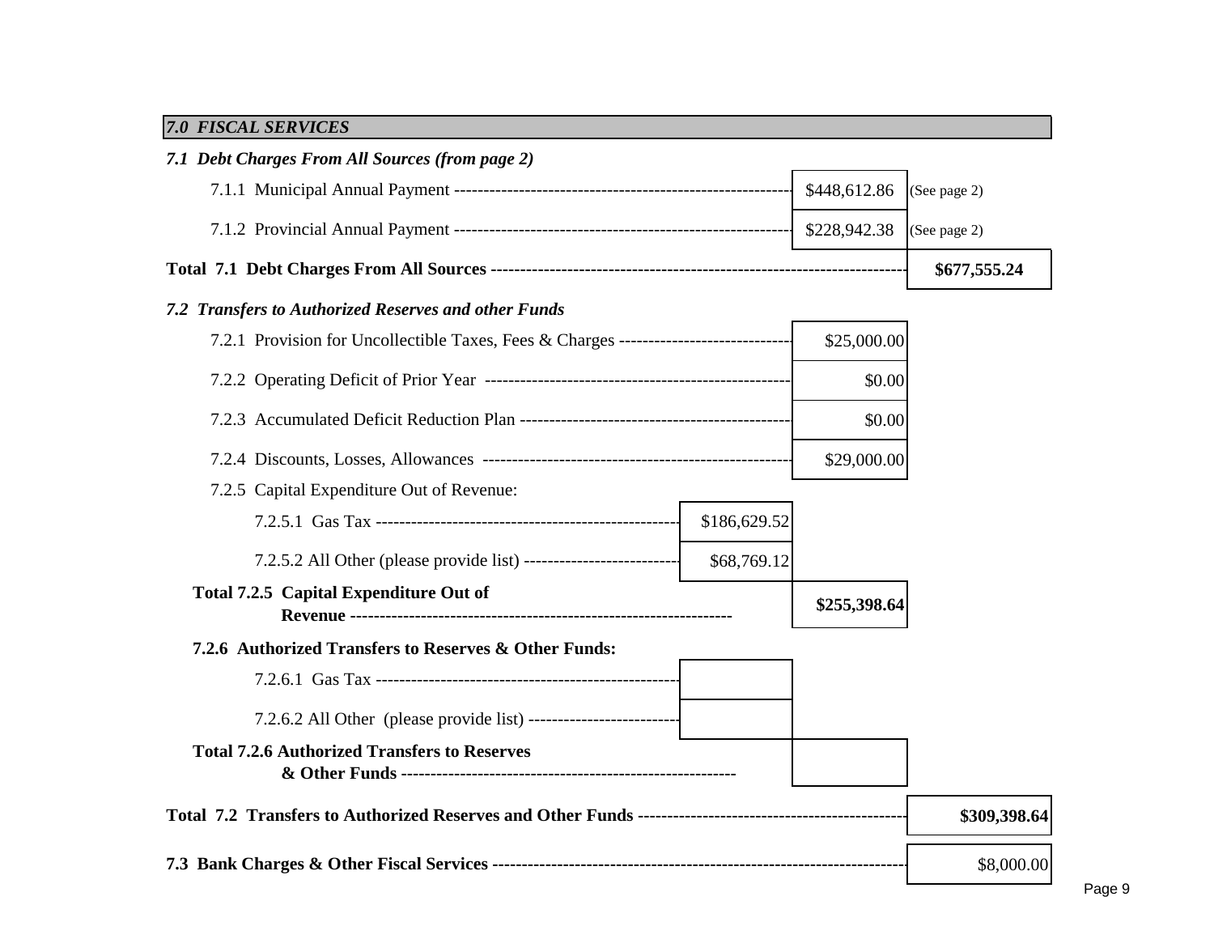## *7.0 FISCAL SERVICES*

### *7.1 Debt Charges From All Sources (from page 2)*

| | | | |
|---|---|---|---|
| 7.1.1 Municipal Annual Payment | | $448,612.86 | (See page 2) |
| 7.1.2 Provincial Annual Payment | | $228,942.38 | (See page 2) |
| **Total 7.1 Debt Charges From All Sources** | | | **$677,555.24** |

### *7.2 Transfers to Authorized Reserves and other Funds*

| | | | |
|---|---|---|---|
| 7.2.1 Provision for Uncollectible Taxes, Fees & Charges | | $25,000.00 | |
| 7.2.2 Operating Deficit of Prior Year | | $0.00 | |
| 7.2.3 Accumulated Deficit Reduction Plan | | $0.00 | |
| 7.2.4 Discounts, Losses, Allowances | | $29,000.00 | |
| 7.2.5 Capital Expenditure Out of Revenue: | | | |
| 7.2.5.1 Gas Tax | $186,629.52 | | |
| 7.2.5.2 All Other (please provide list) | $68,769.12 | | |
| **Total 7.2.5 Capital Expenditure Out of Revenue** | | **$255,398.64** | |
| **7.2.6 Authorized Transfers to Reserves & Other Funds:** | | | |
| 7.2.6.1 Gas Tax | | | |
| 7.2.6.2 All Other (please provide list) | | | |
| **Total 7.2.6 Authorized Transfers to Reserves & Other Funds** | | | |
| **Total 7.2 Transfers to Authorized Reserves and Other Funds** | | | **$309,398.64** |
| **7.3 Bank Charges & Other Fiscal Services** | | | $8,000.00 |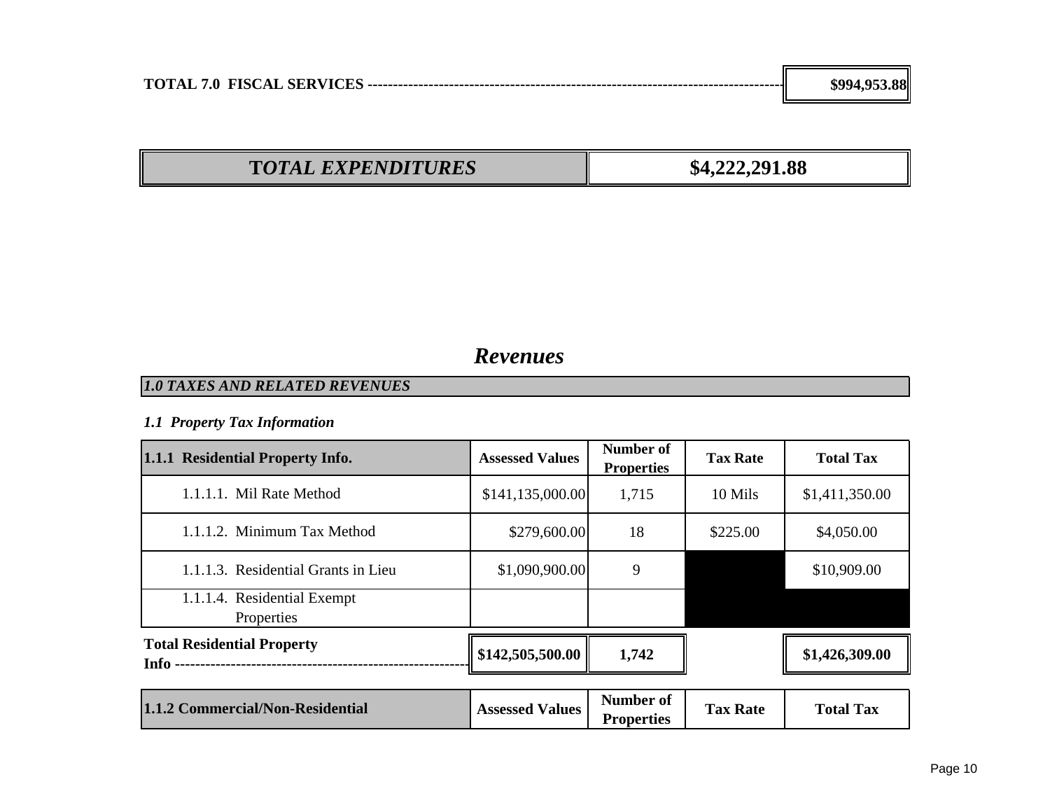**TOTAL 7.0 FISCAL SERVICES ------------------------------------------------------------------------------------ $994,953.88**

| ***TOTAL EXPENDITURES*** | **$4,222,291.88** |
|---|---|

# *Revenues*

## *1.0 TAXES AND RELATED REVENUES*

### *1.1 Property Tax Information*

| **1.1.1 Residential Property Info.** | **Assessed Values** | **Number of Properties** | **Tax Rate** | **Total Tax** |
|---|---|---|---|---|
| 1.1.1.1. Mil Rate Method | $141,135,000.00 | 1,715 | 10 Mils | $1,411,350.00 |
| 1.1.1.2. Minimum Tax Method | $279,600.00 | 18 | $225.00 | $4,050.00 |
| 1.1.1.3. Residential Grants in Lieu | $1,090,900.00 | 9 | | $10,909.00 |
| 1.1.1.4. Residential Exempt Properties | | | | |
| **Total Residential Property Info -----------------------------------------------------------** | **$142,505,500.00** | **1,742** | | **$1,426,309.00** |

| **1.1.2 Commercial/Non-Residential** | **Assessed Values** | **Number of Properties** | **Tax Rate** | **Total Tax** |
|---|---|---|---|---|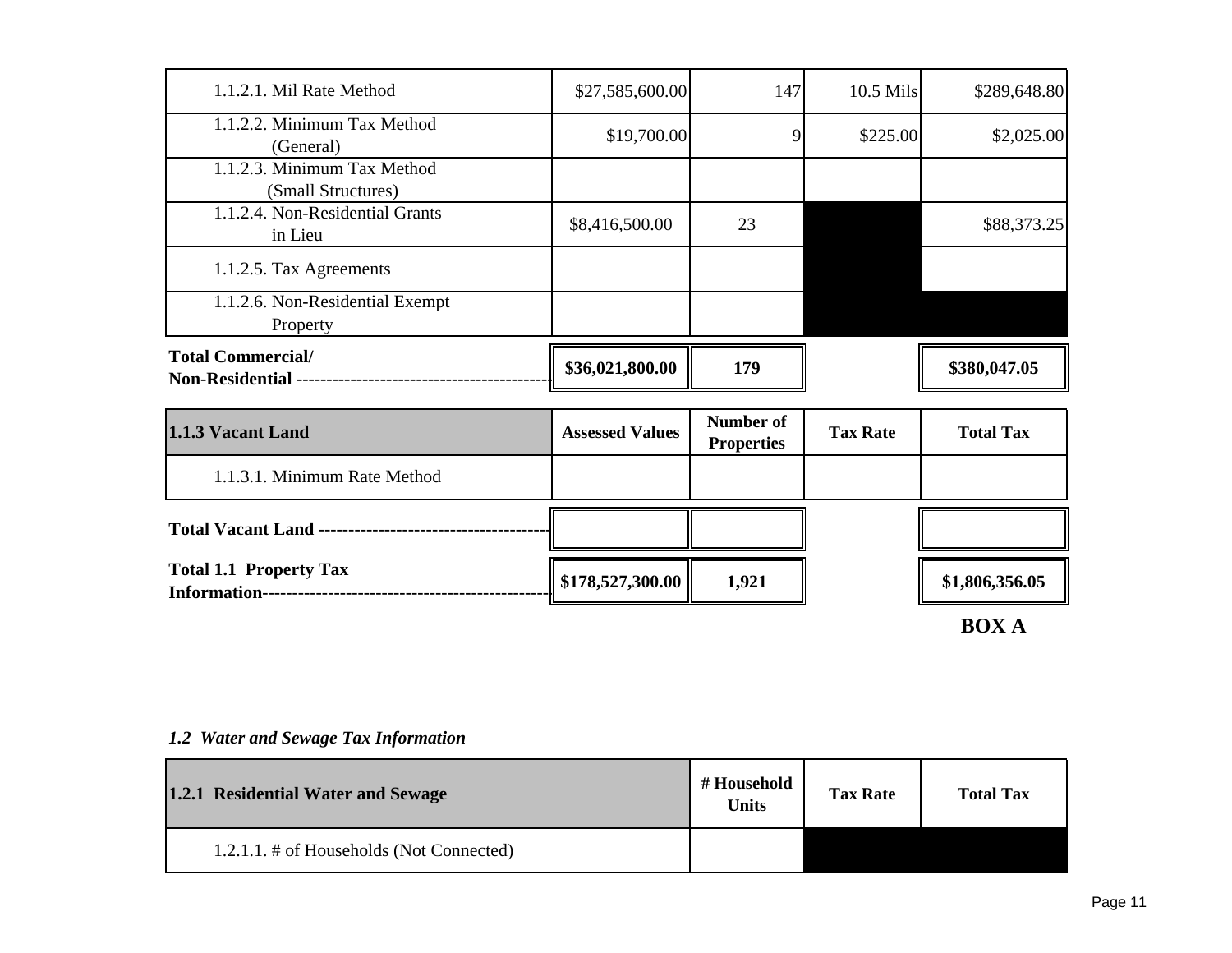| | | | | |
|---|---|---|---|---|
| 1.1.2.1. Mil Rate Method | $27,585,600.00 | 147 | 10.5 Mils | $289,648.80 |
| 1.1.2.2. Minimum Tax Method (General) | $19,700.00 | 9 | $225.00 | $2,025.00 |
| 1.1.2.3. Minimum Tax Method (Small Structures) | | | | |
| 1.1.2.4. Non-Residential Grants in Lieu | $8,416,500.00 | 23 | | $88,373.25 |
| 1.1.2.5. Tax Agreements | | | | |
| 1.1.2.6. Non-Residential Exempt Property | | | | |
| **Total Commercial/ Non-Residential** | **$36,021,800.00** | **179** | | **$380,047.05** |

| 1.1.3 Vacant Land | Assessed Values | Number of Properties | Tax Rate | Total Tax |
|---|---|---|---|---|
| 1.1.3.1. Minimum Rate Method | | | | |
| **Total Vacant Land** | | | | |
| **Total 1.1 Property Tax Information** | **$178,527,300.00** | **1,921** | | **$1,806,356.05** |

**BOX A**

*1.2 Water and Sewage Tax Information*

| 1.2.1 Residential Water and Sewage | # Household Units | Tax Rate | Total Tax |
|---|---|---|---|
| 1.2.1.1. # of Households (Not Connected) | | | |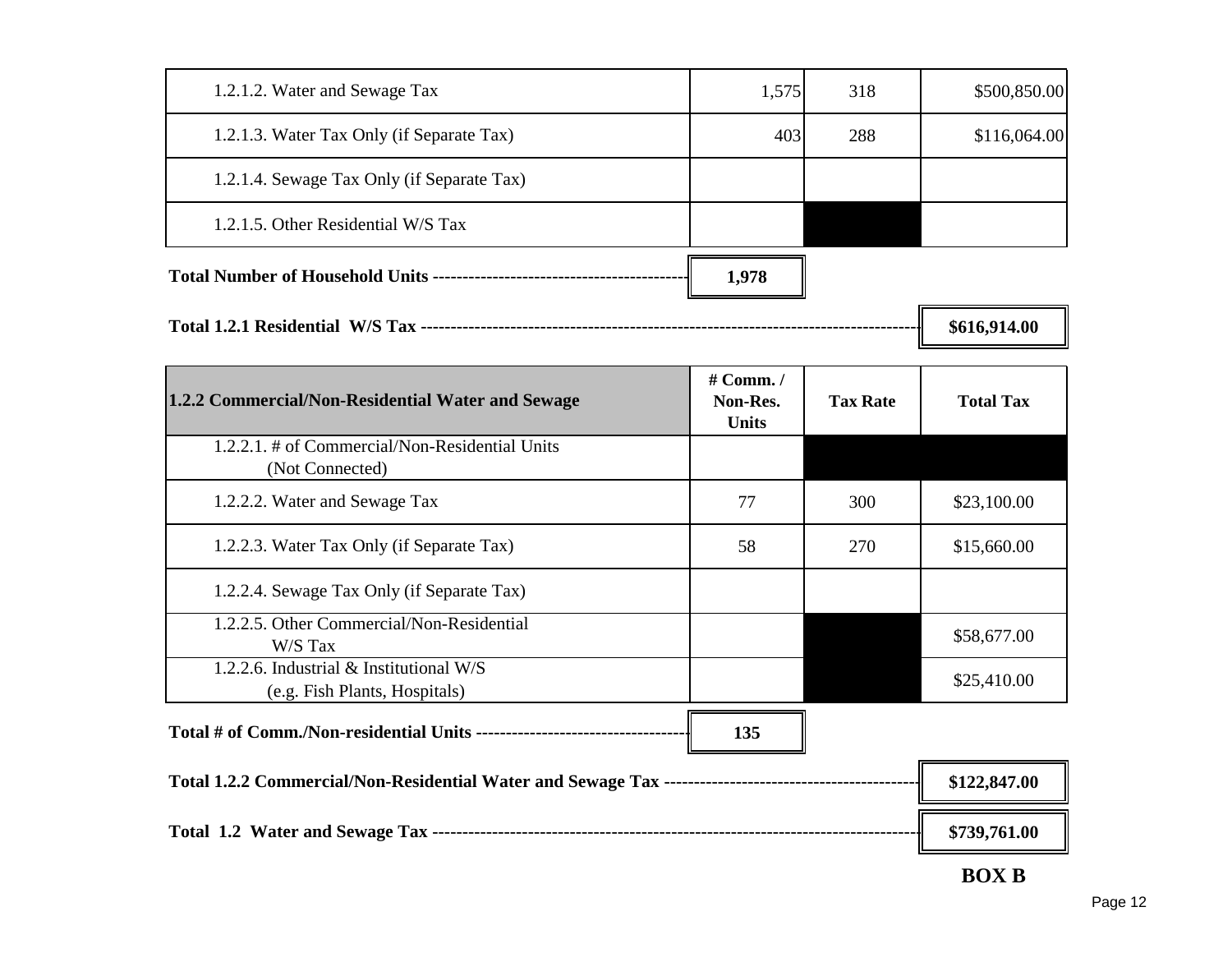| | | | |
|---|---|---|---|
| 1.2.1.2. Water and Sewage Tax | 1,575 | 318 | $500,850.00 |
| 1.2.1.3. Water Tax Only (if Separate Tax) | 403 | 288 | $116,064.00 |
| 1.2.1.4. Sewage Tax Only (if Separate Tax) | | | |
| 1.2.1.5. Other Residential W/S Tax | | | |

**Total Number of Household Units** ------------------------------------------ **1,978**

**Total 1.2.1 Residential W/S Tax** -------------------------------------------------------------------------------- **$616,914.00**

| 1.2.2 Commercial/Non-Residential Water and Sewage | # Comm. / Non-Res. Units | Tax Rate | Total Tax |
|---|---|---|---|
| 1.2.2.1. # of Commercial/Non-Residential Units (Not Connected) | | | |
| 1.2.2.2. Water and Sewage Tax | 77 | 300 | $23,100.00 |
| 1.2.2.3. Water Tax Only (if Separate Tax) | 58 | 270 | $15,660.00 |
| 1.2.2.4. Sewage Tax Only (if Separate Tax) | | | |
| 1.2.2.5. Other Commercial/Non-Residential W/S Tax | | | $58,677.00 |
| 1.2.2.6. Industrial & Institutional W/S (e.g. Fish Plants, Hospitals) | | | $25,410.00 |

**Total # of Comm./Non-residential Units** ------------------------------------ **135**

**Total 1.2.2 Commercial/Non-Residential Water and Sewage Tax** ------------------------------------------ **$122,847.00**

**Total 1.2 Water and Sewage Tax** -------------------------------------------------------------------------------- **$739,761.00**

**BOX B**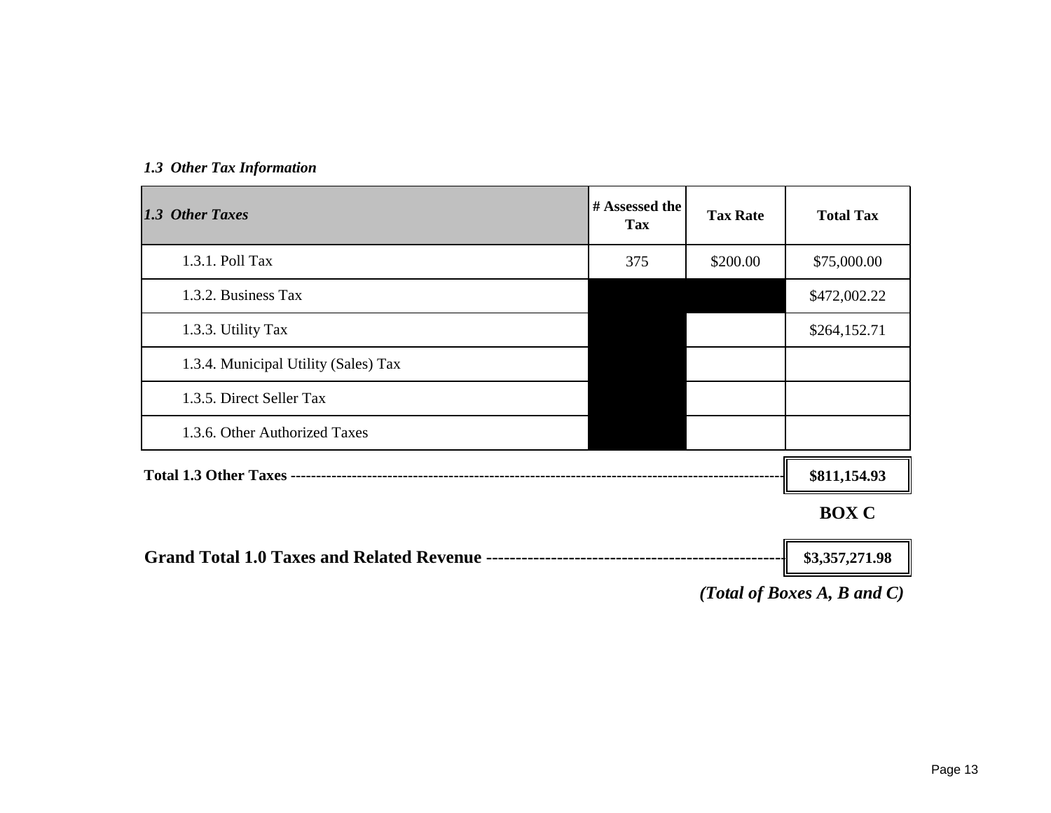*1.3 Other Tax Information*

| *1.3 Other Taxes* | # Assessed the Tax | Tax Rate | Total Tax |
|---|---|---|---|
| 1.3.1. Poll Tax | 375 | $200.00 | $75,000.00 |
| 1.3.2. Business Tax | | | $472,002.22 |
| 1.3.3. Utility Tax | | | $264,152.71 |
| 1.3.4. Municipal Utility (Sales) Tax | | | |
| 1.3.5. Direct Seller Tax | | | |
| 1.3.6. Other Authorized Taxes | | | |

**Total 1.3 Other Taxes** ---------------------------------------------------------------------------------------------- **$811,154.93**

**BOX C**

**Grand Total 1.0 Taxes and Related Revenue** ---------------------------------------------------- **$3,357,271.98**

***(Total of Boxes A, B and C)***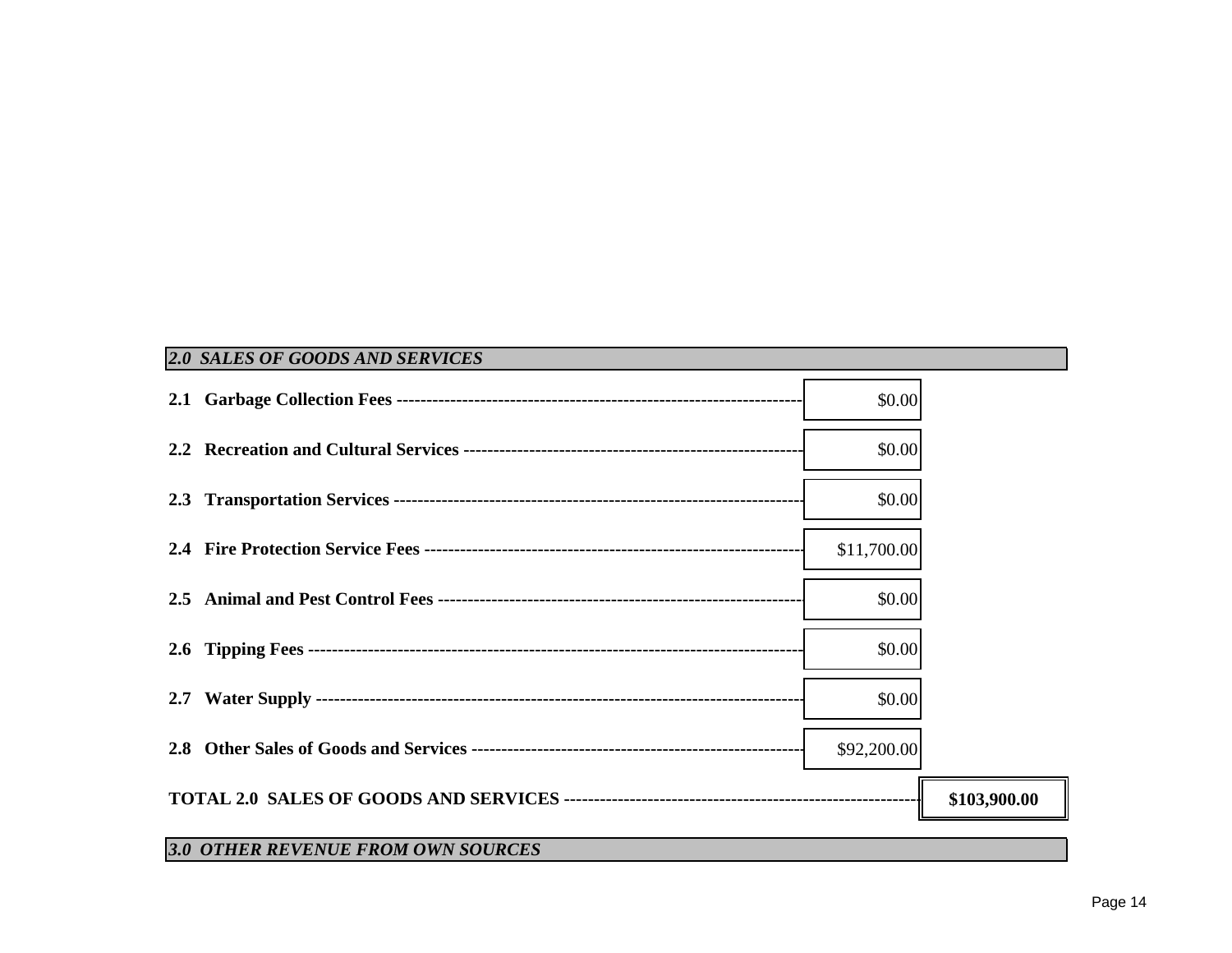### *2.0 SALES OF GOODS AND SERVICES*

| | | |
|---|---|---|
| **2.1 Garbage Collection Fees** | $0.00 | |
| **2.2 Recreation and Cultural Services** | $0.00 | |
| **2.3 Transportation Services** | $0.00 | |
| **2.4 Fire Protection Service Fees** | $11,700.00 | |
| **2.5 Animal and Pest Control Fees** | $0.00 | |
| **2.6 Tipping Fees** | $0.00 | |
| **2.7 Water Supply** | $0.00 | |
| **2.8 Other Sales of Goods and Services** | $92,200.00 | |
| **TOTAL 2.0 SALES OF GOODS AND SERVICES** | | **$103,900.00** |

### *3.0 OTHER REVENUE FROM OWN SOURCES*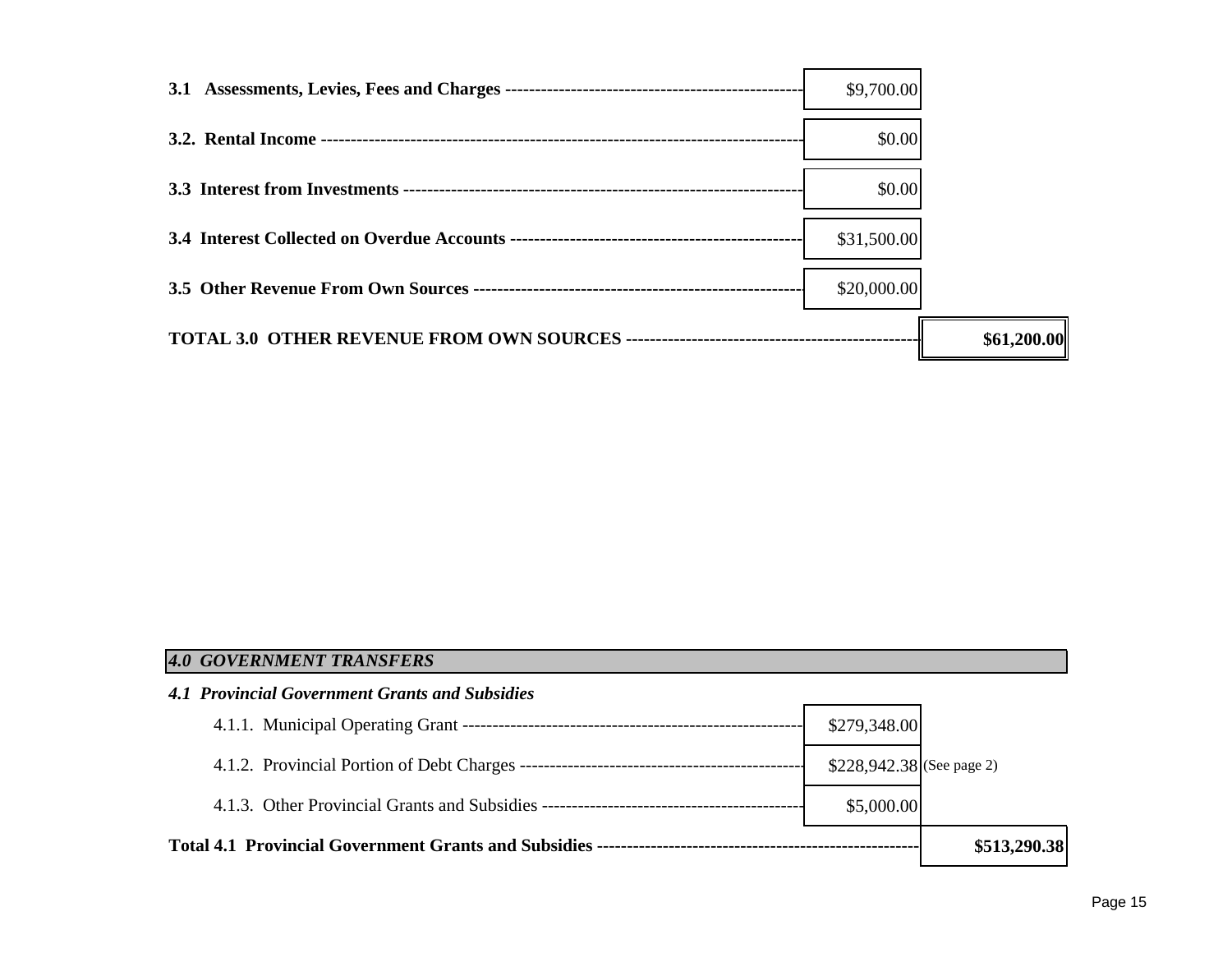| | | |
|---|---|---|
| **3.1 Assessments, Levies, Fees and Charges** | $9,700.00 | |
| **3.2. Rental Income** | $0.00 | |
| **3.3 Interest from Investments** | $0.00 | |
| **3.4 Interest Collected on Overdue Accounts** | $31,500.00 | |
| **3.5 Other Revenue From Own Sources** | $20,000.00 | |
| **TOTAL 3.0 OTHER REVENUE FROM OWN SOURCES** | | **$61,200.00** |

## *4.0 GOVERNMENT TRANSFERS*

### *4.1 Provincial Government Grants and Subsidies*

| | | |
|---|---|---|
| 4.1.1. Municipal Operating Grant | $279,348.00 | |
| 4.1.2. Provincial Portion of Debt Charges | $228,942.38 | (See page 2) |
| 4.1.3. Other Provincial Grants and Subsidies | $5,000.00 | |
| **Total 4.1 Provincial Government Grants and Subsidies** | | **$513,290.38** |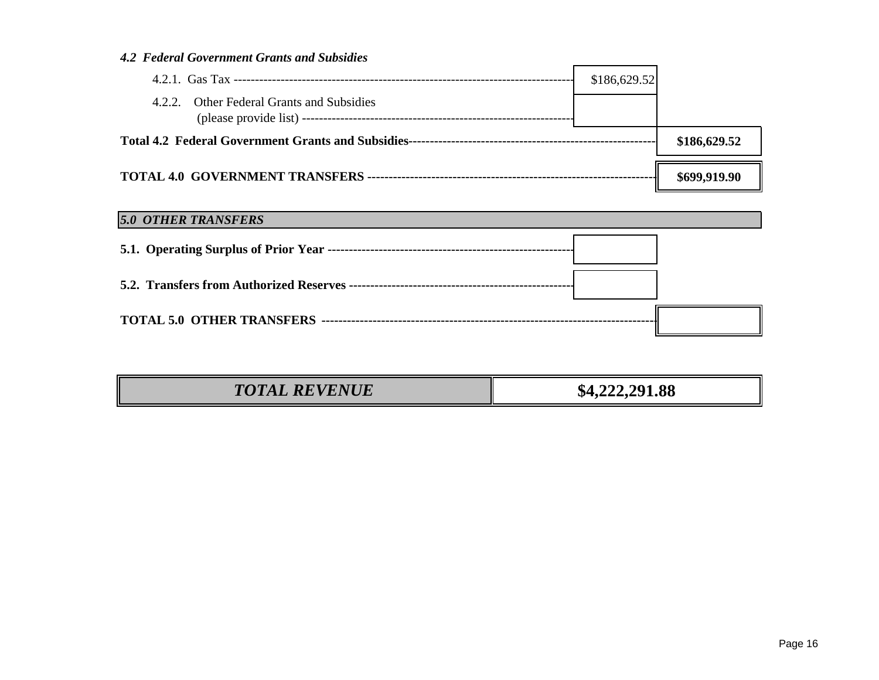### *4.2 Federal Government Grants and Subsidies*

| | | |
|---|---|---|
| 4.2.1. Gas Tax | $186,629.52 | |
| 4.2.2. Other Federal Grants and Subsidies (please provide list) | | |
| **Total 4.2 Federal Government Grants and Subsidies** | | **$186,629.52** |
| **TOTAL 4.0 GOVERNMENT TRANSFERS** | | **$699,919.90** |

### *5.0 OTHER TRANSFERS*

| | | |
|---|---|---|
| **5.1. Operating Surplus of Prior Year** | | |
| **5.2. Transfers from Authorized Reserves** | | |
| **TOTAL 5.0 OTHER TRANSFERS** | | |

| | |
|---|---|
| ***TOTAL REVENUE*** | **$4,222,291.88** |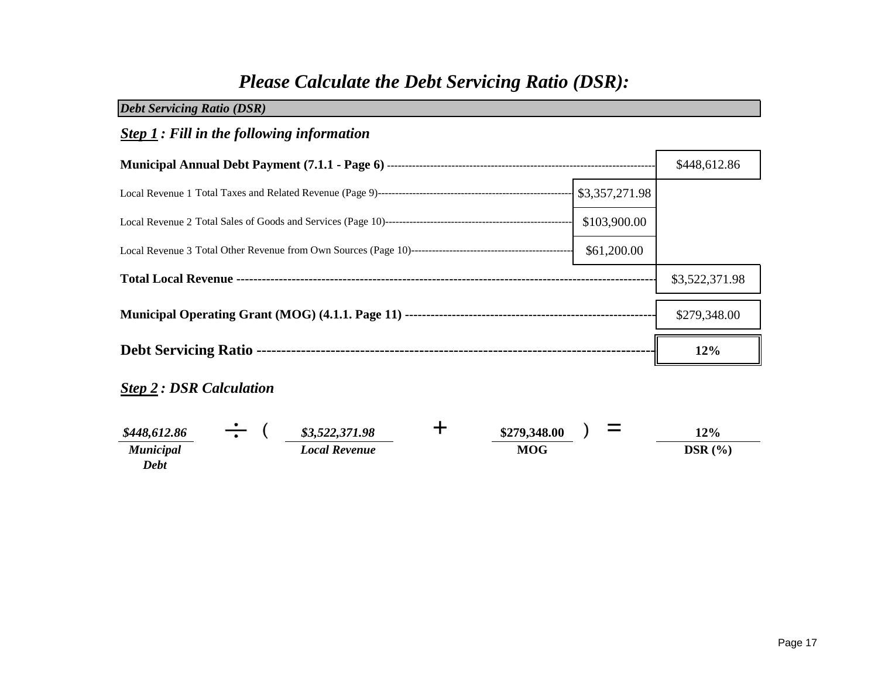# *Please Calculate the Debt Servicing Ratio (DSR):*

***Debt Servicing Ratio (DSR)***

## ***Step 1 : Fill in the following information***

| | | |
|---|---|---|
| **Municipal Annual Debt Payment (7.1.1 - Page 6)** | | $448,612.86 |
| Local Revenue 1 Total Taxes and Related Revenue (Page 9) | $3,357,271.98 | |
| Local Revenue 2 Total Sales of Goods and Services (Page 10) | $103,900.00 | |
| Local Revenue 3 Total Other Revenue from Own Sources (Page 10) | $61,200.00 | |
| **Total Local Revenue** | | $3,522,371.98 |
| **Municipal Operating Grant (MOG) (4.1.1. Page 11)** | | $279,348.00 |
| **Debt Servicing Ratio** | | **12%** |

## ***Step 2 : DSR Calculation***

| | | | | | | | | |
|---|---|---|---|---|---|---|---|---|
| ***$448,612.86*** | ÷ | ( | ***$3,522,371.98*** | + | **$279,348.00** | ) | = | **12%** |
| ***Municipal Debt*** | | | ***Local Revenue*** | | **MOG** | | | **DSR (%)** |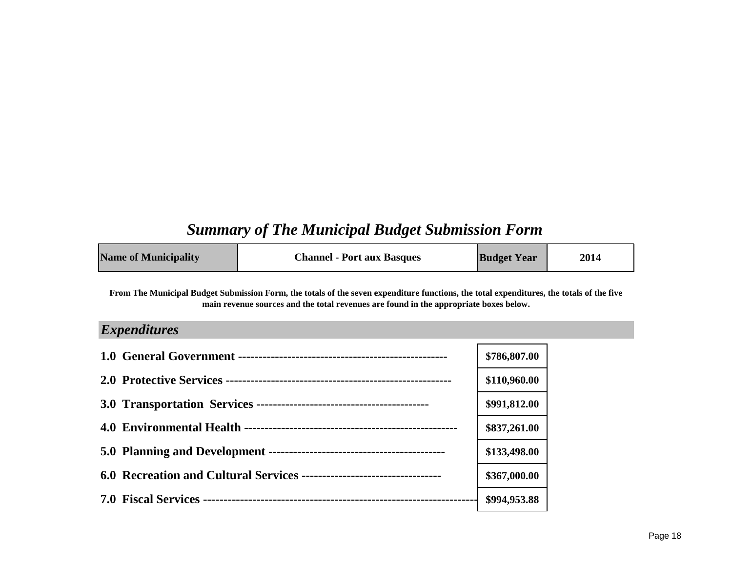# *Summary of The Municipal Budget Submission Form*

| | | | |
|---|---|---|---|
| **Name of Municipality** | **Channel - Port aux Basques** | **Budget Year** | **2014** |

**From The Municipal Budget Submission Form, the totals of the seven expenditure functions, the total expenditures, the totals of the five main revenue sources and the total revenues are found in the appropriate boxes below.**

## *Expenditures*

| | |
|---|---|
| **1.0 General Government** | **$786,807.00** |
| **2.0 Protective Services** | **$110,960.00** |
| **3.0 Transportation Services** | **$991,812.00** |
| **4.0 Environmental Health** | **$837,261.00** |
| **5.0 Planning and Development** | **$133,498.00** |
| **6.0 Recreation and Cultural Services** | **$367,000.00** |
| **7.0 Fiscal Services** | **$994,953.88** |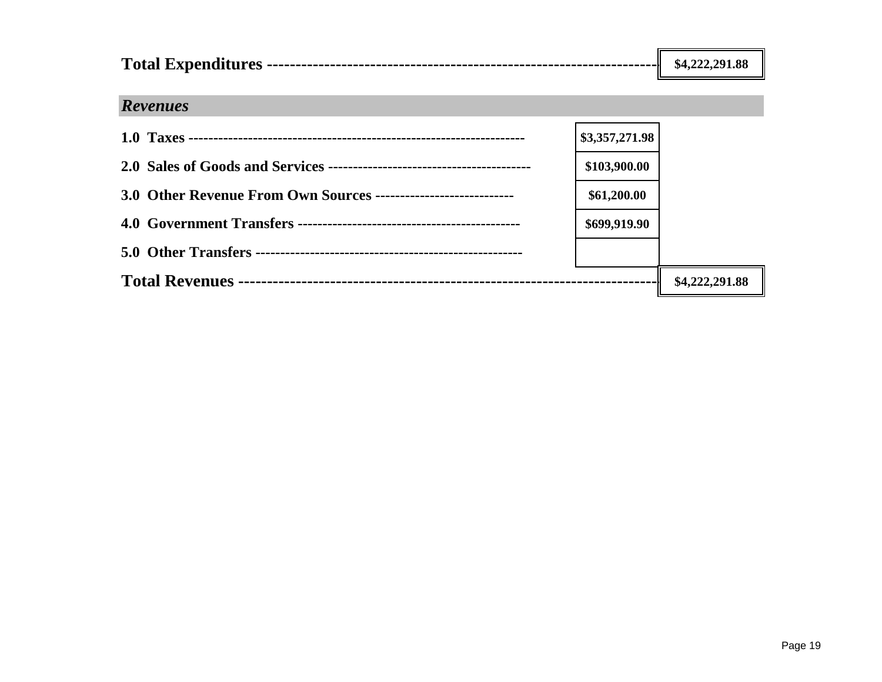| | | |
|---|---|---|
| **Total Expenditures** | | **$4,222,291.88** |

## *Revenues*

| | | |
|---|---|---|
| **1.0 Taxes** | **$3,357,271.98** | |
| **2.0 Sales of Goods and Services** | **$103,900.00** | |
| **3.0 Other Revenue From Own Sources** | **$61,200.00** | |
| **4.0 Government Transfers** | **$699,919.90** | |
| **5.0 Other Transfers** | | |
| **Total Revenues** | | **$4,222,291.88** |